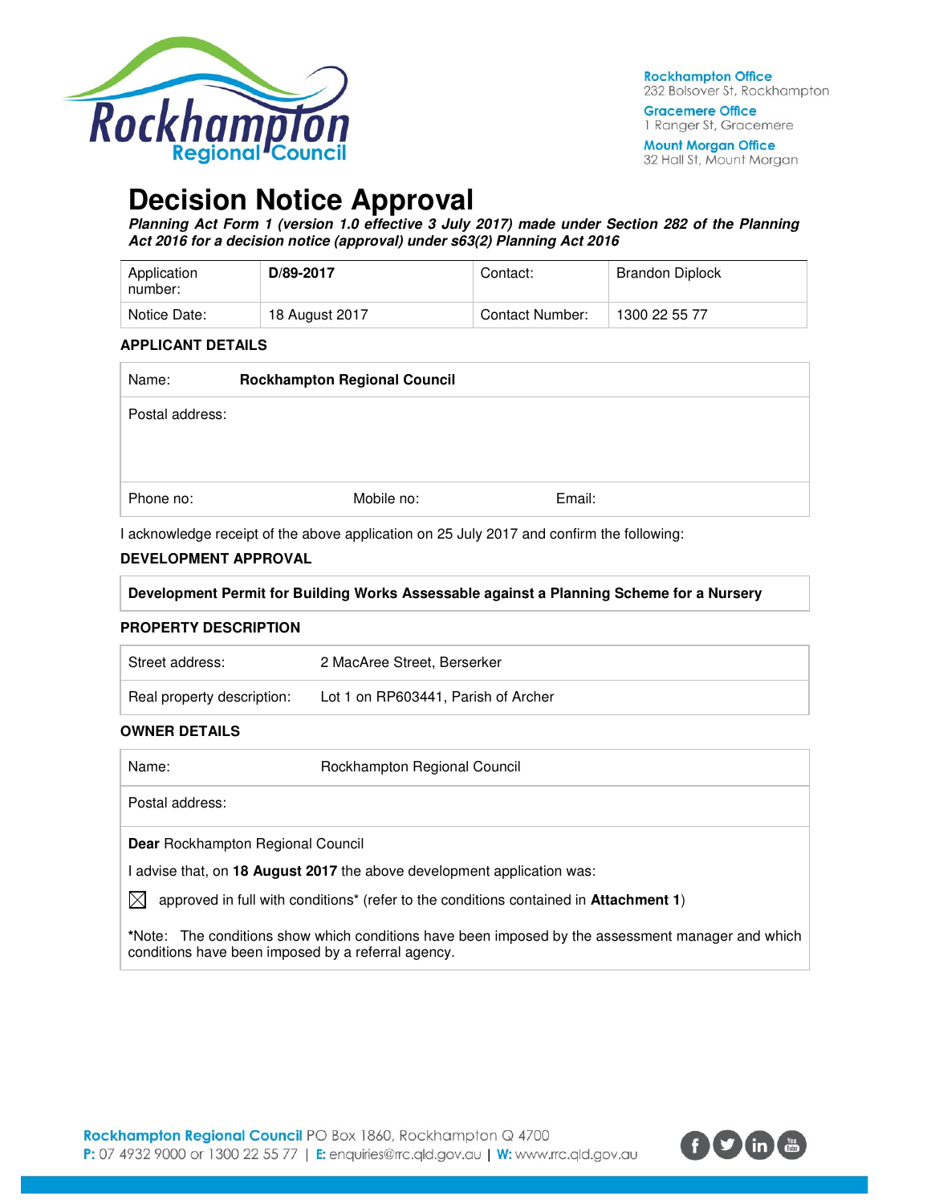Rockhampton Office
232 Bolsover St, Rockhampton

Gracemere Office
1 Ranger St, Gracemere

Mount Morgan Office
32 Hall St, Mount Morgan

# Decision Notice Approval

***Planning Act Form 1 (version 1.0 effective 3 July 2017) made under Section 282 of the Planning Act 2016 for a decision notice (approval) under s63(2) Planning Act 2016***

| Application number: | **D/89-2017** | Contact: | Brandon Diplock |
|---|---|---|---|
| Notice Date: | 18 August 2017 | Contact Number: | 1300 22 55 77 |

**APPLICANT DETAILS**

| Name: | **Rockhampton Regional Council** | |
|---|---|---|
| Postal address: | | |
| Phone no: | Mobile no: | Email: |

I acknowledge receipt of the above application on 25 July 2017 and confirm the following:

**DEVELOPMENT APPROVAL**

**Development Permit for Building Works Assessable against a Planning Scheme for a Nursery**

**PROPERTY DESCRIPTION**

| Street address: | 2 MacAree Street, Berserker |
|---|---|
| Real property description: | Lot 1 on RP603441, Parish of Archer |

**OWNER DETAILS**

| Name: | Rockhampton Regional Council |
|---|---|
| Postal address: | |

**Dear** Rockhampton Regional Council

I advise that, on **18 August 2017** the above development application was:

☒ approved in full with conditions* (refer to the conditions contained in **Attachment 1**)

***Note:** The conditions show which conditions have been imposed by the assessment manager and which conditions have been imposed by a referral agency.

**Rockhampton Regional Council** PO Box 1860, Rockhampton Q 4700
**P:** 07 4932 9000 or 1300 22 55 77 | **E:** enquiries@rrc.qld.gov.au | **W:** www.rrc.qld.gov.au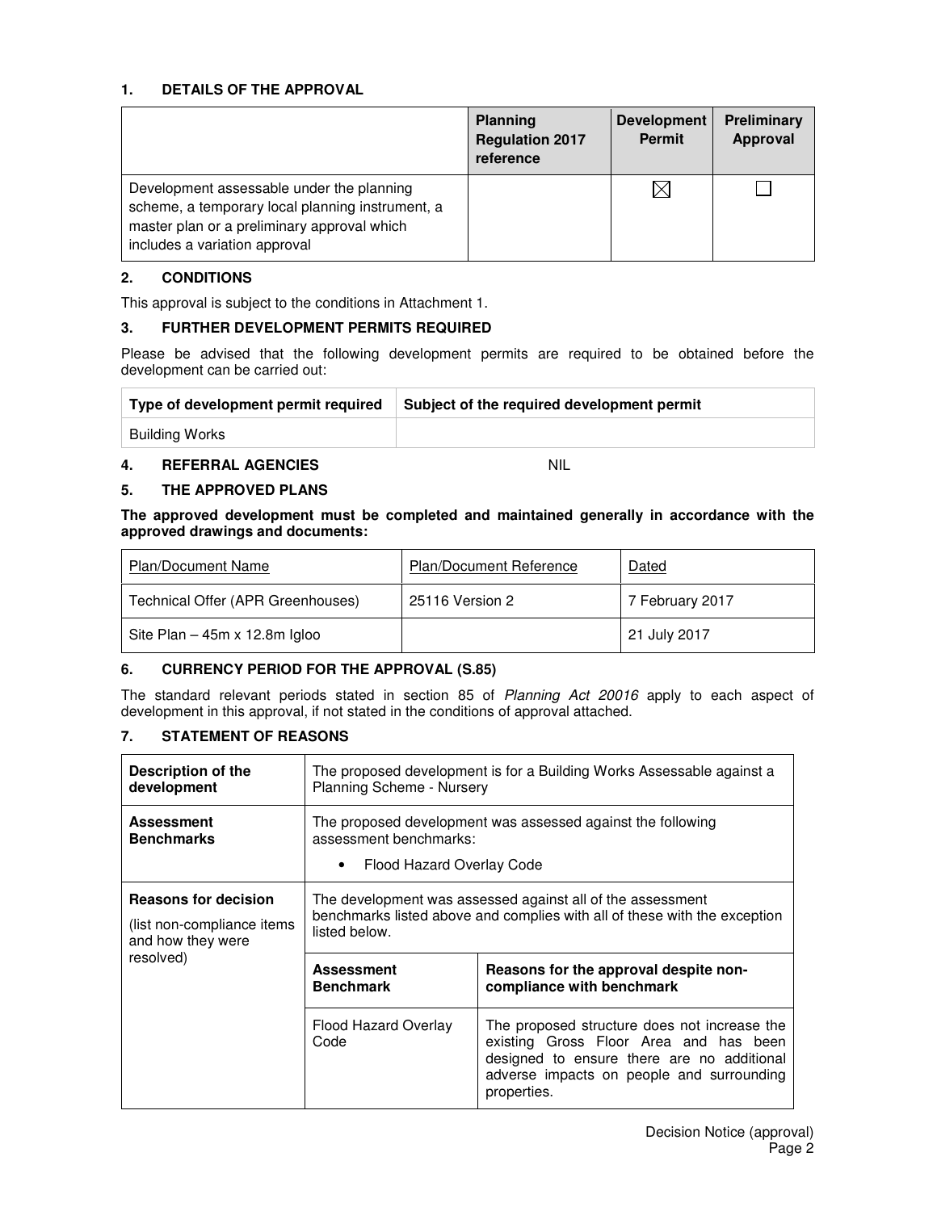## 1. DETAILS OF THE APPROVAL

| | Planning Regulation 2017 reference | Development Permit | Preliminary Approval |
|---|---|---|---|
| Development assessable under the planning scheme, a temporary local planning instrument, a master plan or a preliminary approval which includes a variation approval | | ☒ | ☐ |

## 2. CONDITIONS

This approval is subject to the conditions in Attachment 1.

## 3. FURTHER DEVELOPMENT PERMITS REQUIRED

Please be advised that the following development permits are required to be obtained before the development can be carried out:

| Type of development permit required | Subject of the required development permit |
|---|---|
| Building Works | |

## 4. REFERRAL AGENCIES NIL

## 5. THE APPROVED PLANS

**The approved development must be completed and maintained generally in accordance with the approved drawings and documents:**

| Plan/Document Name | Plan/Document Reference | Dated |
|---|---|---|
| Technical Offer (APR Greenhouses) | 25116 Version 2 | 7 February 2017 |
| Site Plan – 45m x 12.8m Igloo | | 21 July 2017 |

## 6. CURRENCY PERIOD FOR THE APPROVAL (S.85)

The standard relevant periods stated in section 85 of *Planning Act 20016* apply to each aspect of development in this approval, if not stated in the conditions of approval attached.

## 7. STATEMENT OF REASONS

| | | |
|---|---|---|
| **Description of the development** | The proposed development is for a Building Works Assessable against a Planning Scheme - Nursery | |
| **Assessment Benchmarks** | The proposed development was assessed against the following assessment benchmarks:<br>• Flood Hazard Overlay Code | |
| **Reasons for decision** (list non-compliance items and how they were resolved) | The development was assessed against all of the assessment benchmarks listed above and complies with all of these with the exception listed below. | |
| | **Assessment Benchmark** | **Reasons for the approval despite non-compliance with benchmark** |
| | Flood Hazard Overlay Code | The proposed structure does not increase the existing Gross Floor Area and has been designed to ensure there are no additional adverse impacts on people and surrounding properties. |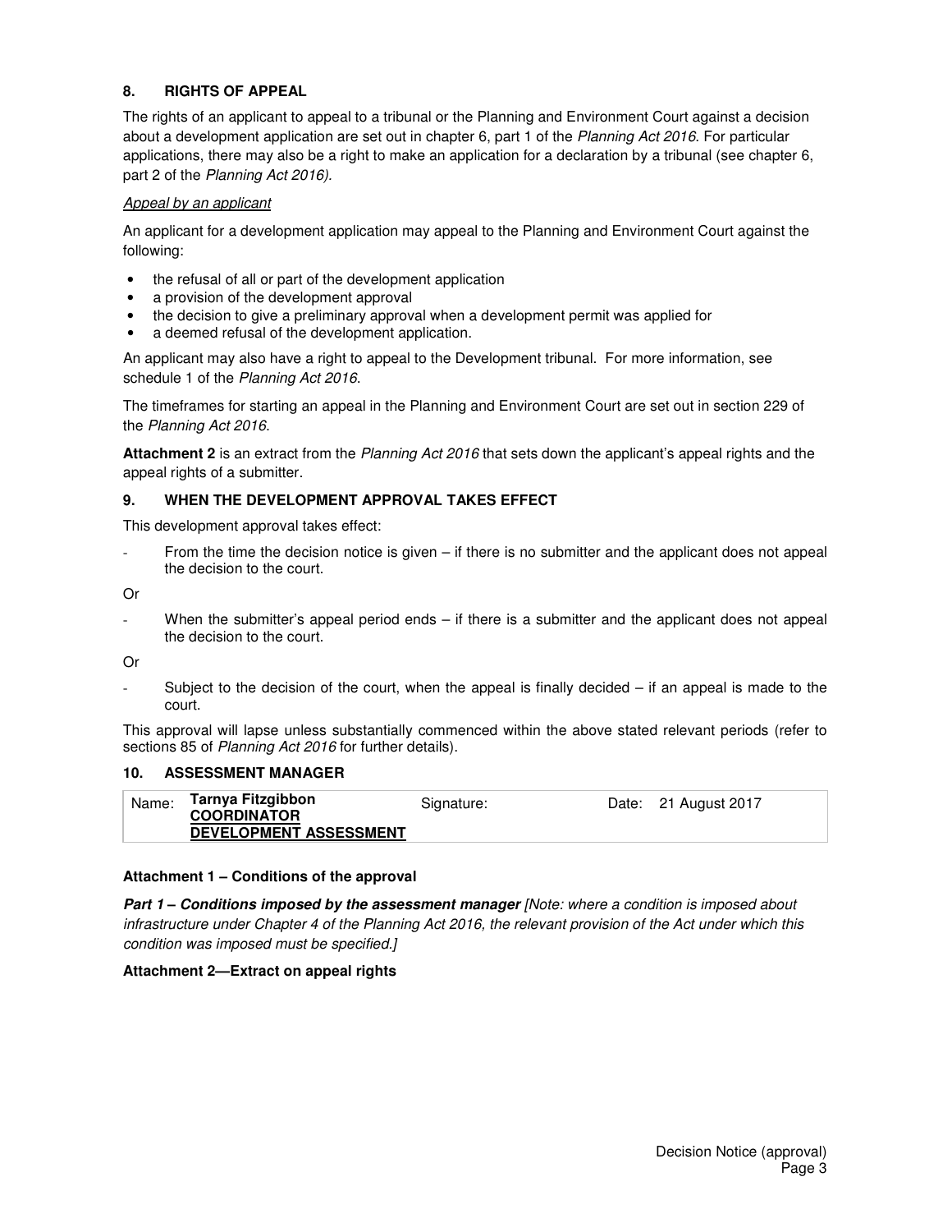## 8. RIGHTS OF APPEAL

The rights of an applicant to appeal to a tribunal or the Planning and Environment Court against a decision about a development application are set out in chapter 6, part 1 of the *Planning Act 2016*. For particular applications, there may also be a right to make an application for a declaration by a tribunal (see chapter 6, part 2 of the *Planning Act 2016)*.

*Appeal by an applicant*

An applicant for a development application may appeal to the Planning and Environment Court against the following:

- the refusal of all or part of the development application
- a provision of the development approval
- the decision to give a preliminary approval when a development permit was applied for
- a deemed refusal of the development application.

An applicant may also have a right to appeal to the Development tribunal. For more information, see schedule 1 of the *Planning Act 2016*.

The timeframes for starting an appeal in the Planning and Environment Court are set out in section 229 of the *Planning Act 2016*.

**Attachment 2** is an extract from the *Planning Act 2016* that sets down the applicant's appeal rights and the appeal rights of a submitter.

## 9. WHEN THE DEVELOPMENT APPROVAL TAKES EFFECT

This development approval takes effect:

- From the time the decision notice is given – if there is no submitter and the applicant does not appeal the decision to the court.

Or

- When the submitter's appeal period ends – if there is a submitter and the applicant does not appeal the decision to the court.

Or

- Subject to the decision of the court, when the appeal is finally decided – if an appeal is made to the court.

This approval will lapse unless substantially commenced within the above stated relevant periods (refer to sections 85 of *Planning Act 2016* for further details).

## 10. ASSESSMENT MANAGER

| Name: | **Tarnya Fitzgibbon**<br>**COORDINATOR**<br>**DEVELOPMENT ASSESSMENT** | Signature: | Date: 21 August 2017 |
|---|---|---|---|

**Attachment 1 – Conditions of the approval**

***Part 1 – Conditions imposed by the assessment manager*** *[Note: where a condition is imposed about infrastructure under Chapter 4 of the Planning Act 2016, the relevant provision of the Act under which this condition was imposed must be specified.]*

**Attachment 2—Extract on appeal rights**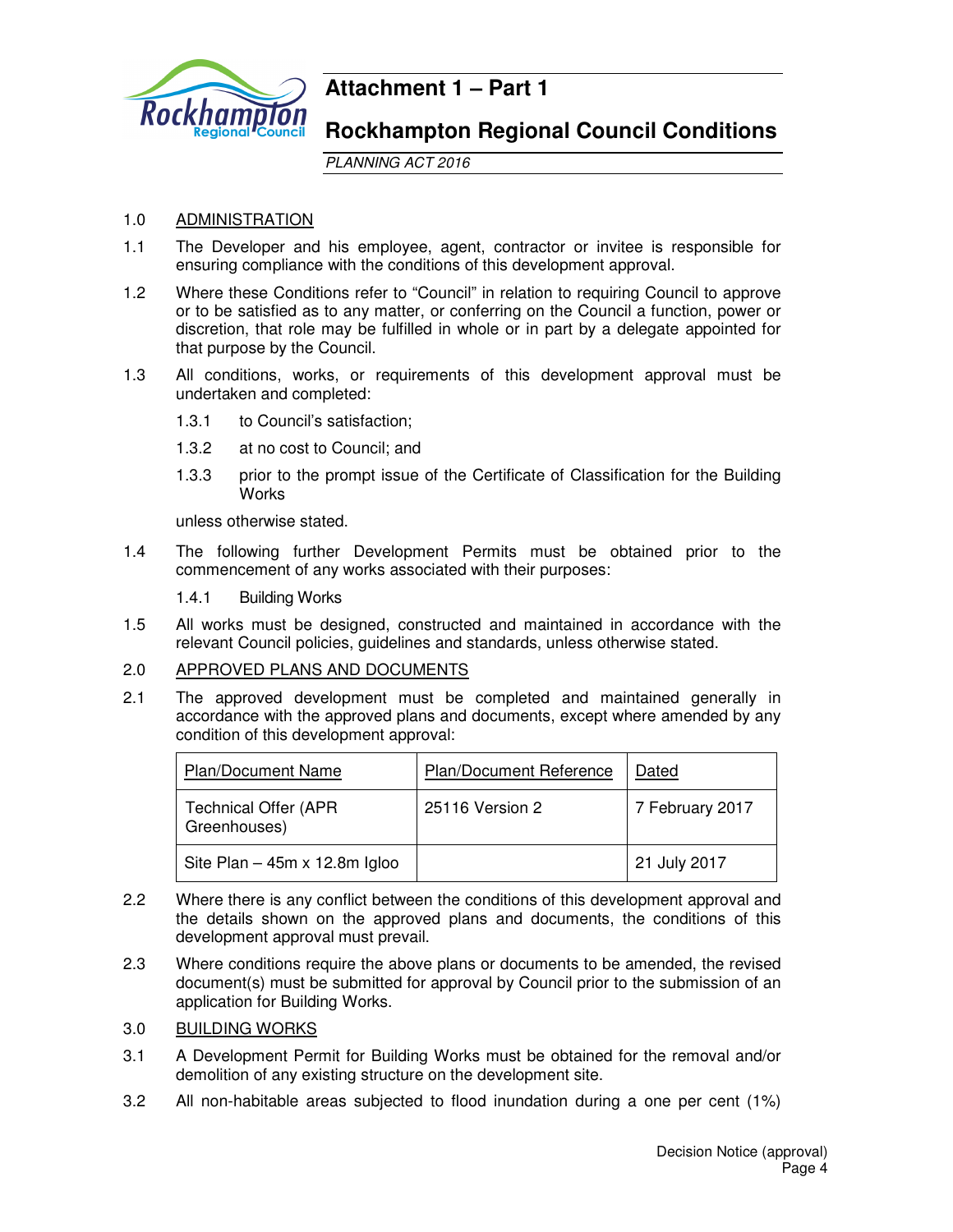# Attachment 1 – Part 1

# Rockhampton Regional Council Conditions

*PLANNING ACT 2016*

1.0 ADMINISTRATION

1.1 The Developer and his employee, agent, contractor or invitee is responsible for ensuring compliance with the conditions of this development approval.

1.2 Where these Conditions refer to "Council" in relation to requiring Council to approve or to be satisfied as to any matter, or conferring on the Council a function, power or discretion, that role may be fulfilled in whole or in part by a delegate appointed for that purpose by the Council.

1.3 All conditions, works, or requirements of this development approval must be undertaken and completed:

1.3.1 to Council's satisfaction;

1.3.2 at no cost to Council; and

1.3.3 prior to the prompt issue of the Certificate of Classification for the Building Works

unless otherwise stated.

1.4 The following further Development Permits must be obtained prior to the commencement of any works associated with their purposes:

1.4.1 Building Works

1.5 All works must be designed, constructed and maintained in accordance with the relevant Council policies, guidelines and standards, unless otherwise stated.

2.0 APPROVED PLANS AND DOCUMENTS

2.1 The approved development must be completed and maintained generally in accordance with the approved plans and documents, except where amended by any condition of this development approval:

| Plan/Document Name | Plan/Document Reference | Dated |
|---|---|---|
| Technical Offer (APR Greenhouses) | 25116 Version 2 | 7 February 2017 |
| Site Plan – 45m x 12.8m Igloo | | 21 July 2017 |

2.2 Where there is any conflict between the conditions of this development approval and the details shown on the approved plans and documents, the conditions of this development approval must prevail.

2.3 Where conditions require the above plans or documents to be amended, the revised document(s) must be submitted for approval by Council prior to the submission of an application for Building Works.

3.0 BUILDING WORKS

3.1 A Development Permit for Building Works must be obtained for the removal and/or demolition of any existing structure on the development site.

3.2 All non-habitable areas subjected to flood inundation during a one per cent (1%)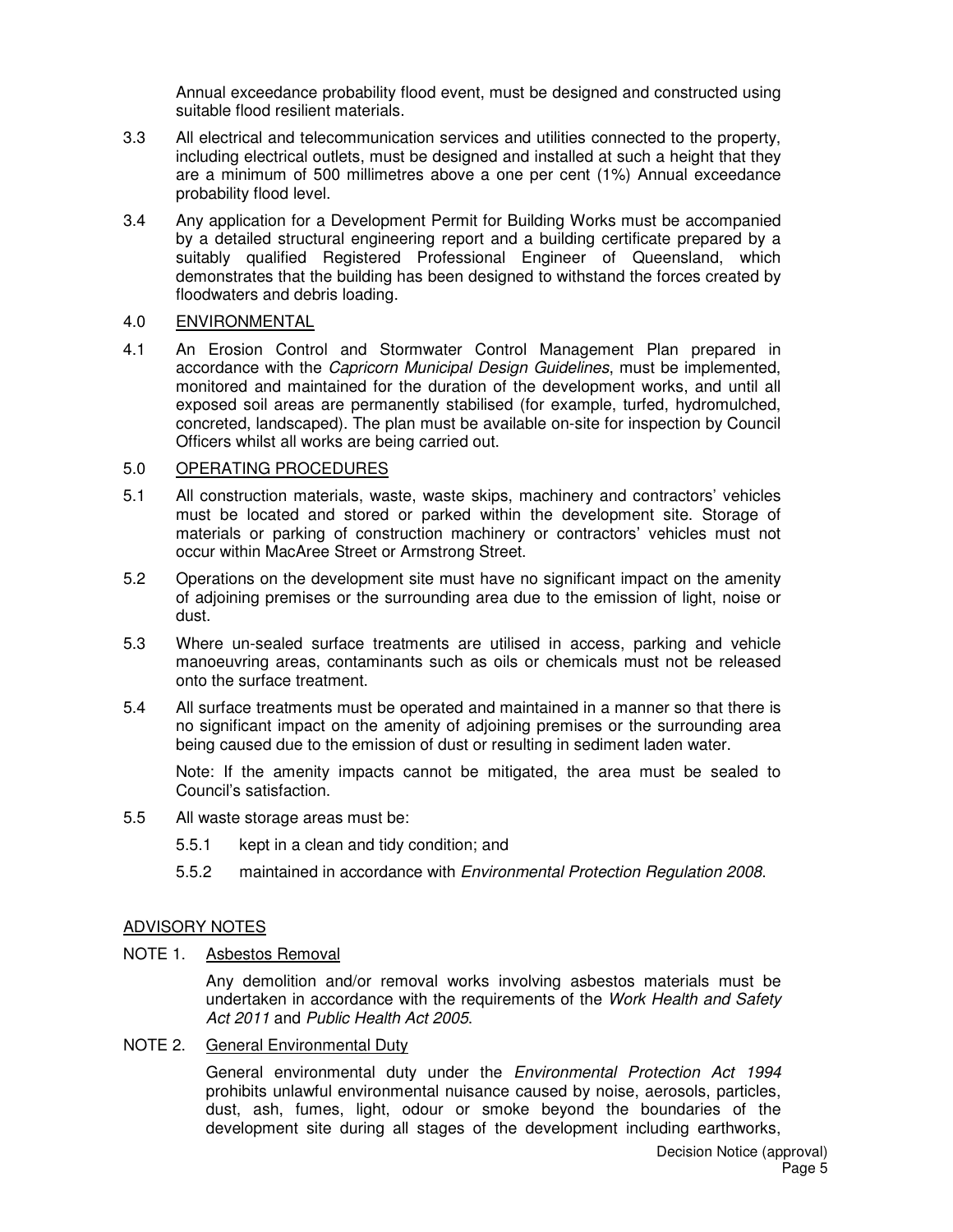Annual exceedance probability flood event, must be designed and constructed using suitable flood resilient materials.

3.3 All electrical and telecommunication services and utilities connected to the property, including electrical outlets, must be designed and installed at such a height that they are a minimum of 500 millimetres above a one per cent (1%) Annual exceedance probability flood level.

3.4 Any application for a Development Permit for Building Works must be accompanied by a detailed structural engineering report and a building certificate prepared by a suitably qualified Registered Professional Engineer of Queensland, which demonstrates that the building has been designed to withstand the forces created by floodwaters and debris loading.

4.0 ENVIRONMENTAL

4.1 An Erosion Control and Stormwater Control Management Plan prepared in accordance with the *Capricorn Municipal Design Guidelines*, must be implemented, monitored and maintained for the duration of the development works, and until all exposed soil areas are permanently stabilised (for example, turfed, hydromulched, concreted, landscaped). The plan must be available on-site for inspection by Council Officers whilst all works are being carried out.

5.0 OPERATING PROCEDURES

5.1 All construction materials, waste, waste skips, machinery and contractors' vehicles must be located and stored or parked within the development site. Storage of materials or parking of construction machinery or contractors' vehicles must not occur within MacAree Street or Armstrong Street.

5.2 Operations on the development site must have no significant impact on the amenity of adjoining premises or the surrounding area due to the emission of light, noise or dust.

5.3 Where un-sealed surface treatments are utilised in access, parking and vehicle manoeuvring areas, contaminants such as oils or chemicals must not be released onto the surface treatment.

5.4 All surface treatments must be operated and maintained in a manner so that there is no significant impact on the amenity of adjoining premises or the surrounding area being caused due to the emission of dust or resulting in sediment laden water.

Note: If the amenity impacts cannot be mitigated, the area must be sealed to Council's satisfaction.

5.5 All waste storage areas must be:

5.5.1 kept in a clean and tidy condition; and

5.5.2 maintained in accordance with *Environmental Protection Regulation 2008*.

ADVISORY NOTES

NOTE 1. Asbestos Removal

Any demolition and/or removal works involving asbestos materials must be undertaken in accordance with the requirements of the *Work Health and Safety Act 2011* and *Public Health Act 2005*.

NOTE 2. General Environmental Duty

General environmental duty under the *Environmental Protection Act 1994* prohibits unlawful environmental nuisance caused by noise, aerosols, particles, dust, ash, fumes, light, odour or smoke beyond the boundaries of the development site during all stages of the development including earthworks,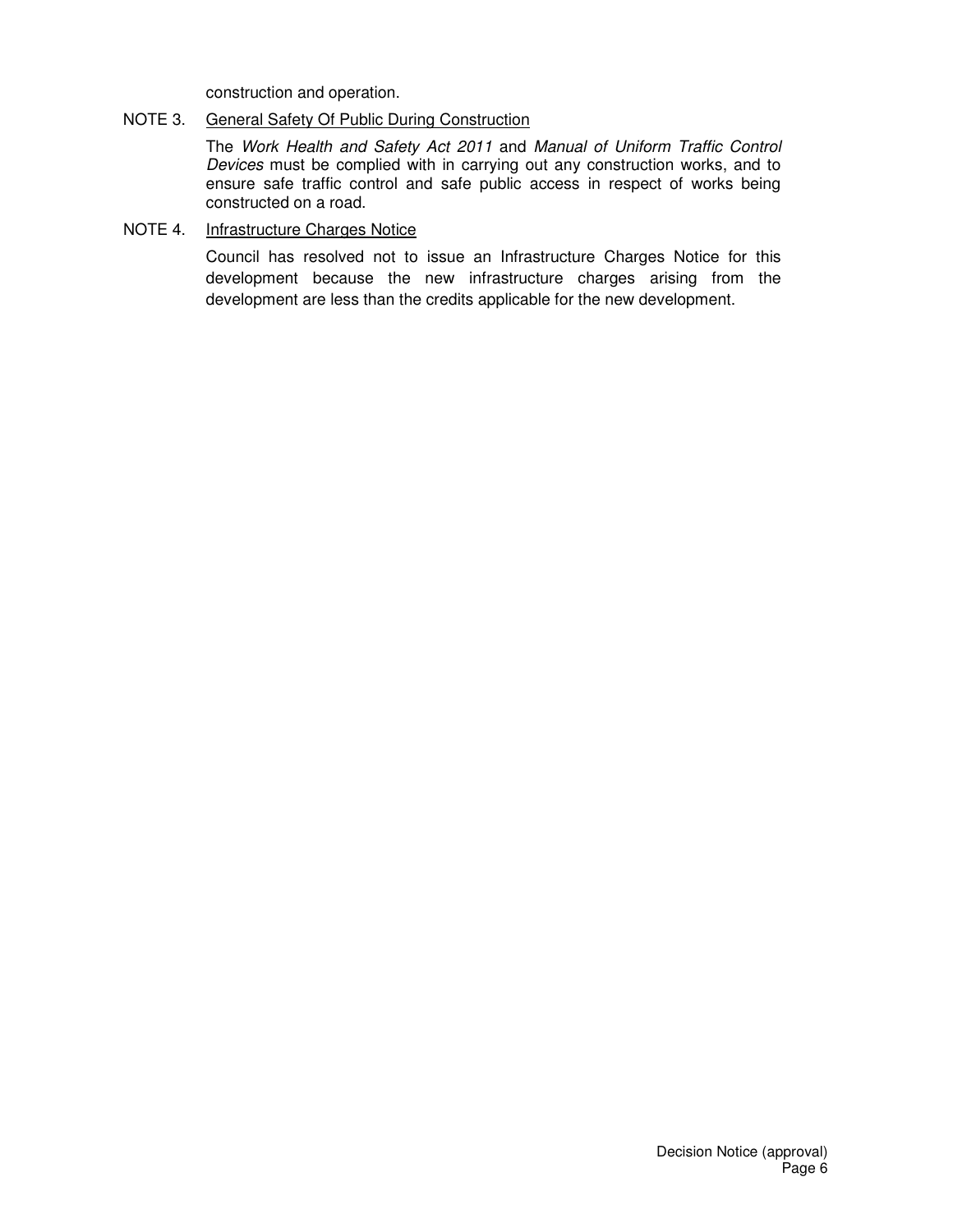construction and operation.

NOTE 3. <u>General Safety Of Public During Construction</u>

The *Work Health and Safety Act 2011* and *Manual of Uniform Traffic Control Devices* must be complied with in carrying out any construction works, and to ensure safe traffic control and safe public access in respect of works being constructed on a road.

NOTE 4. <u>Infrastructure Charges Notice</u>

Council has resolved not to issue an Infrastructure Charges Notice for this development because the new infrastructure charges arising from the development are less than the credits applicable for the new development.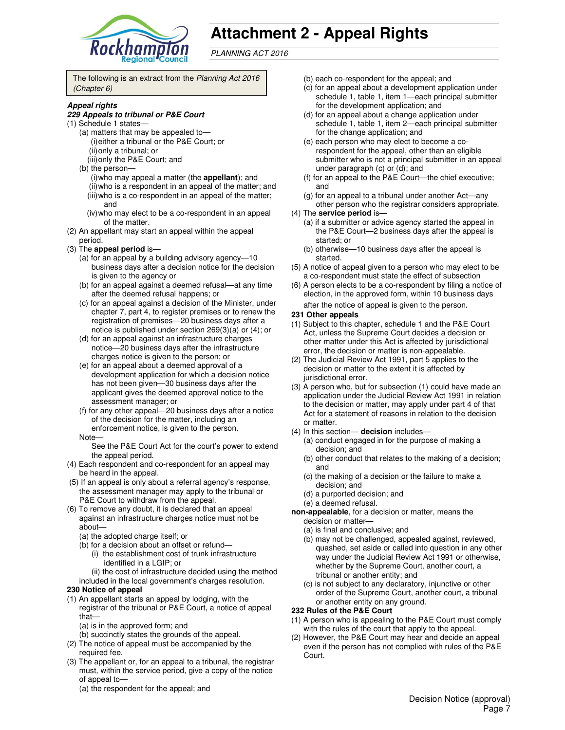# Attachment 2 - Appeal Rights

*PLANNING ACT 2016*

The following is an extract from the *Planning Act 2016 (Chapter 6)*

***Appeal rights***

***229 Appeals to tribunal or P&E Court***

(1) Schedule 1 states—

(a) matters that may be appealed to—

(i) either a tribunal or the P&E Court; or

(ii) only a tribunal; or

(iii) only the P&E Court; and

(b) the person—

(i) who may appeal a matter (the **appellant**); and

(ii) who is a respondent in an appeal of the matter; and

(iii) who is a co-respondent in an appeal of the matter; and

(iv) who may elect to be a co-respondent in an appeal of the matter.

(2) An appellant may start an appeal within the appeal period.

(3) The **appeal period** is—

(a) for an appeal by a building advisory agency—10 business days after a decision notice for the decision is given to the agency or

(b) for an appeal against a deemed refusal—at any time after the deemed refusal happens; or

(c) for an appeal against a decision of the Minister, under chapter 7, part 4, to register premises or to renew the registration of premises—20 business days after a notice is published under section 269(3)(a) or (4); or

(d) for an appeal against an infrastructure charges notice—20 business days after the infrastructure charges notice is given to the person; or

(e) for an appeal about a deemed approval of a development application for which a decision notice has not been given—30 business days after the applicant gives the deemed approval notice to the assessment manager; or

(f) for any other appeal—20 business days after a notice of the decision for the matter, including an enforcement notice, is given to the person.

Note—

See the P&E Court Act for the court's power to extend the appeal period.

(4) Each respondent and co-respondent for an appeal may be heard in the appeal.

(5) If an appeal is only about a referral agency's response, the assessment manager may apply to the tribunal or P&E Court to withdraw from the appeal.

(6) To remove any doubt, it is declared that an appeal against an infrastructure charges notice must not be about—

(a) the adopted charge itself; or

(b) for a decision about an offset or refund—

(i) the establishment cost of trunk infrastructure identified in a LGIP; or

(ii) the cost of infrastructure decided using the method included in the local government's charges resolution.

**230 Notice of appeal**

(1) An appellant starts an appeal by lodging, with the registrar of the tribunal or P&E Court, a notice of appeal that—

(a) is in the approved form; and

(b) succinctly states the grounds of the appeal.

(2) The notice of appeal must be accompanied by the required fee.

(3) The appellant or, for an appeal to a tribunal, the registrar must, within the service period, give a copy of the notice of appeal to—

(a) the respondent for the appeal; and

(b) each co-respondent for the appeal; and

(c) for an appeal about a development application under schedule 1, table 1, item 1—each principal submitter for the development application; and

(d) for an appeal about a change application under schedule 1, table 1, item 2—each principal submitter for the change application; and

(e) each person who may elect to become a co-respondent for the appeal, other than an eligible submitter who is not a principal submitter in an appeal under paragraph (c) or (d); and

(f) for an appeal to the P&E Court—the chief executive; and

(g) for an appeal to a tribunal under another Act—any other person who the registrar considers appropriate.

(4) The **service period** is—

(a) if a submitter or advice agency started the appeal in the P&E Court—2 business days after the appeal is started; or

(b) otherwise—10 business days after the appeal is started.

(5) A notice of appeal given to a person who may elect to be a co-respondent must state the effect of subsection

(6) A person elects to be a co-respondent by filing a notice of election, in the approved form, within 10 business days after the notice of appeal is given to the person.

**231 Other appeals**

(1) Subject to this chapter, schedule 1 and the P&E Court Act, unless the Supreme Court decides a decision or other matter under this Act is affected by jurisdictional error, the decision or matter is non-appealable.

(2) The Judicial Review Act 1991, part 5 applies to the decision or matter to the extent it is affected by jurisdictional error.

(3) A person who, but for subsection (1) could have made an application under the Judicial Review Act 1991 in relation to the decision or matter, may apply under part 4 of that Act for a statement of reasons in relation to the decision or matter.

(4) In this section— **decision** includes—

(a) conduct engaged in for the purpose of making a decision; and

(b) other conduct that relates to the making of a decision; and

(c) the making of a decision or the failure to make a decision; and

(d) a purported decision; and

(e) a deemed refusal.

**non-appealable**, for a decision or matter, means the decision or matter—

(a) is final and conclusive; and

(b) may not be challenged, appealed against, reviewed, quashed, set aside or called into question in any other way under the Judicial Review Act 1991 or otherwise, whether by the Supreme Court, another court, a tribunal or another entity; and

(c) is not subject to any declaratory, injunctive or other order of the Supreme Court, another court, a tribunal or another entity on any ground.

**232 Rules of the P&E Court**

(1) A person who is appealing to the P&E Court must comply with the rules of the court that apply to the appeal.

(2) However, the P&E Court may hear and decide an appeal even if the person has not complied with rules of the P&E Court.

Decision Notice (approval)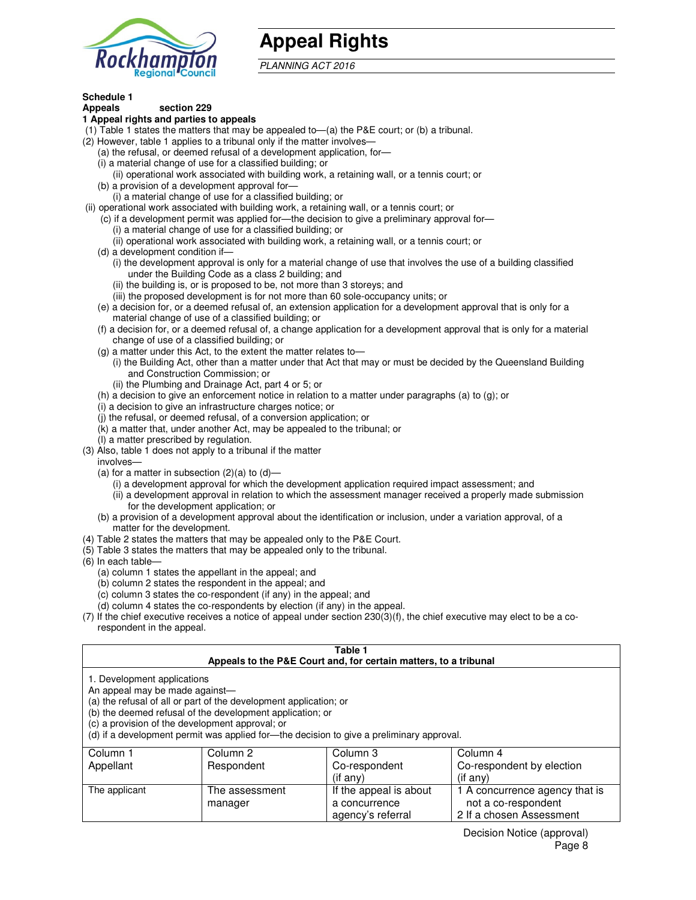# Appeal Rights

*PLANNING ACT 2016*

**Schedule 1**
**Appeals section 229**
**1 Appeal rights and parties to appeals**

(1) Table 1 states the matters that may be appealed to—(a) the P&E court; or (b) a tribunal.

(2) However, table 1 applies to a tribunal only if the matter involves—

(a) the refusal, or deemed refusal of a development application, for—
(i) a material change of use for a classified building; or
(ii) operational work associated with building work, a retaining wall, or a tennis court; or

(b) a provision of a development approval for—
(i) a material change of use for a classified building; or
(ii) operational work associated with building work, a retaining wall, or a tennis court; or

(c) if a development permit was applied for—the decision to give a preliminary approval for—
(i) a material change of use for a classified building; or
(ii) operational work associated with building work, a retaining wall, or a tennis court; or

(d) a development condition if—
(i) the development approval is only for a material change of use that involves the use of a building classified under the Building Code as a class 2 building; and
(ii) the building is, or is proposed to be, not more than 3 storeys; and
(iii) the proposed development is for not more than 60 sole-occupancy units; or

(e) a decision for, or a deemed refusal of, an extension application for a development approval that is only for a material change of use of a classified building; or

(f) a decision for, or a deemed refusal of, a change application for a development approval that is only for a material change of use of a classified building; or

(g) a matter under this Act, to the extent the matter relates to—
(i) the Building Act, other than a matter under that Act that may or must be decided by the Queensland Building and Construction Commission; or
(ii) the Plumbing and Drainage Act, part 4 or 5; or

(h) a decision to give an enforcement notice in relation to a matter under paragraphs (a) to (g); or

(i) a decision to give an infrastructure charges notice; or

(j) the refusal, or deemed refusal, of a conversion application; or

(k) a matter that, under another Act, may be appealed to the tribunal; or

(l) a matter prescribed by regulation.

(3) Also, table 1 does not apply to a tribunal if the matter involves—

(a) for a matter in subsection (2)(a) to (d)—
(i) a development approval for which the development application required impact assessment; and
(ii) a development approval in relation to which the assessment manager received a properly made submission for the development application; or

(b) a provision of a development approval about the identification or inclusion, under a variation approval, of a matter for the development.

(4) Table 2 states the matters that may be appealed only to the P&E Court.

(5) Table 3 states the matters that may be appealed only to the tribunal.

(6) In each table—
(a) column 1 states the appellant in the appeal; and
(b) column 2 states the respondent in the appeal; and
(c) column 3 states the co-respondent (if any) in the appeal; and
(d) column 4 states the co-respondents by election (if any) in the appeal.

(7) If the chief executive receives a notice of appeal under section 230(3)(f), the chief executive may elect to be a co-respondent in the appeal.

**Table 1**
**Appeals to the P&E Court and, for certain matters, to a tribunal**

1. Development applications
An appeal may be made against—
(a) the refusal of all or part of the development application; or
(b) the deemed refusal of the development application; or
(c) a provision of the development approval; or
(d) if a development permit was applied for—the decision to give a preliminary approval.

| Column 1 Appellant | Column 2 Respondent | Column 3 Co-respondent (if any) | Column 4 Co-respondent by election (if any) |
|---|---|---|---|
| The applicant | The assessment manager | If the appeal is about a concurrence agency's referral | 1 A concurrence agency that is not a co-respondent<br>2 If a chosen Assessment |

Decision Notice (approval)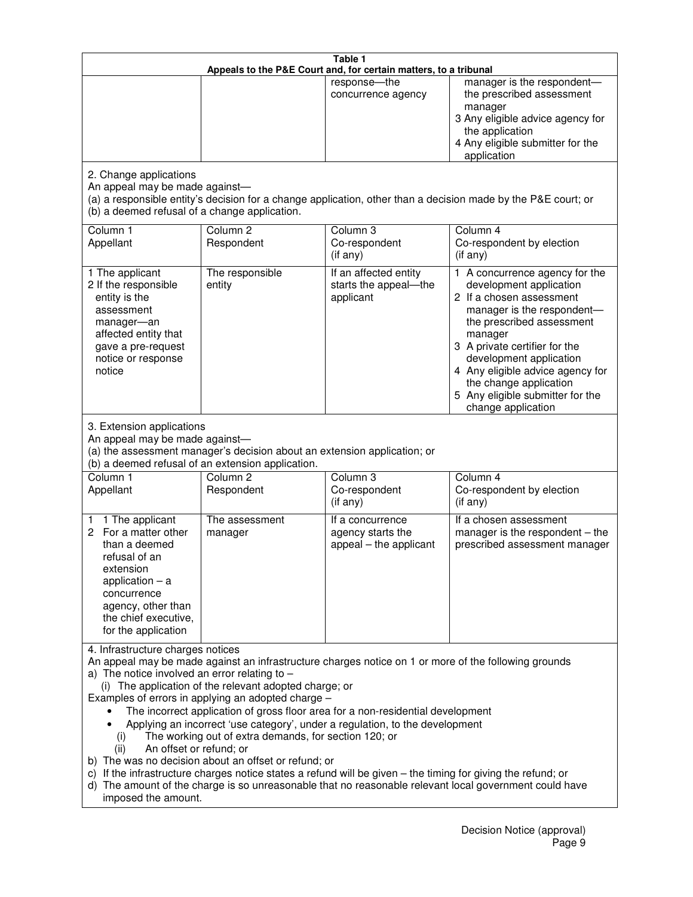**Table 1**
**Appeals to the P&E Court and, for certain matters, to a tribunal**

| | | | |
|---|---|---|---|
| | | response—the concurrence agency | manager is the respondent—the prescribed assessment manager<br>3 Any eligible advice agency for the application<br>4 Any eligible submitter for the application |

2. Change applications

An appeal may be made against—

(a) a responsible entity's decision for a change application, other than a decision made by the P&E court; or

(b) a deemed refusal of a change application.

| Column 1<br>Appellant | Column 2<br>Respondent | Column 3<br>Co-respondent<br>(if any) | Column 4<br>Co-respondent by election<br>(if any) |
|---|---|---|---|
| 1 The applicant<br>2 If the responsible entity is the assessment manager—an affected entity that gave a pre-request notice or response notice | The responsible entity | If an affected entity starts the appeal—the applicant | 1 A concurrence agency for the development application<br>2 If a chosen assessment manager is the respondent—the prescribed assessment manager<br>3 A private certifier for the development application<br>4 Any eligible advice agency for the change application<br>5 Any eligible submitter for the change application |

3. Extension applications

An appeal may be made against—

(a) the assessment manager's decision about an extension application; or

(b) a deemed refusal of an extension application.

| Column 1<br>Appellant | Column 2<br>Respondent | Column 3<br>Co-respondent<br>(if any) | Column 4<br>Co-respondent by election<br>(if any) |
|---|---|---|---|
| 1 1 The applicant<br>2 For a matter other than a deemed refusal of an extension application – a concurrence agency, other than the chief executive, for the application | The assessment manager | If a concurrence agency starts the appeal – the applicant | If a chosen assessment manager is the respondent – the prescribed assessment manager |

4. Infrastructure charges notices

An appeal may be made against an infrastructure charges notice on 1 or more of the following grounds

a) The notice involved an error relating to –
   (i) The application of the relevant adopted charge; or

Examples of errors in applying an adopted charge –

- The incorrect application of gross floor area for a non-residential development
- Applying an incorrect 'use category', under a regulation, to the development

   (i) The working out of extra demands, for section 120; or
   (ii) An offset or refund; or

b) The was no decision about an offset or refund; or

c) If the infrastructure charges notice states a refund will be given – the timing for giving the refund; or

d) The amount of the charge is so unreasonable that no reasonable relevant local government could have imposed the amount.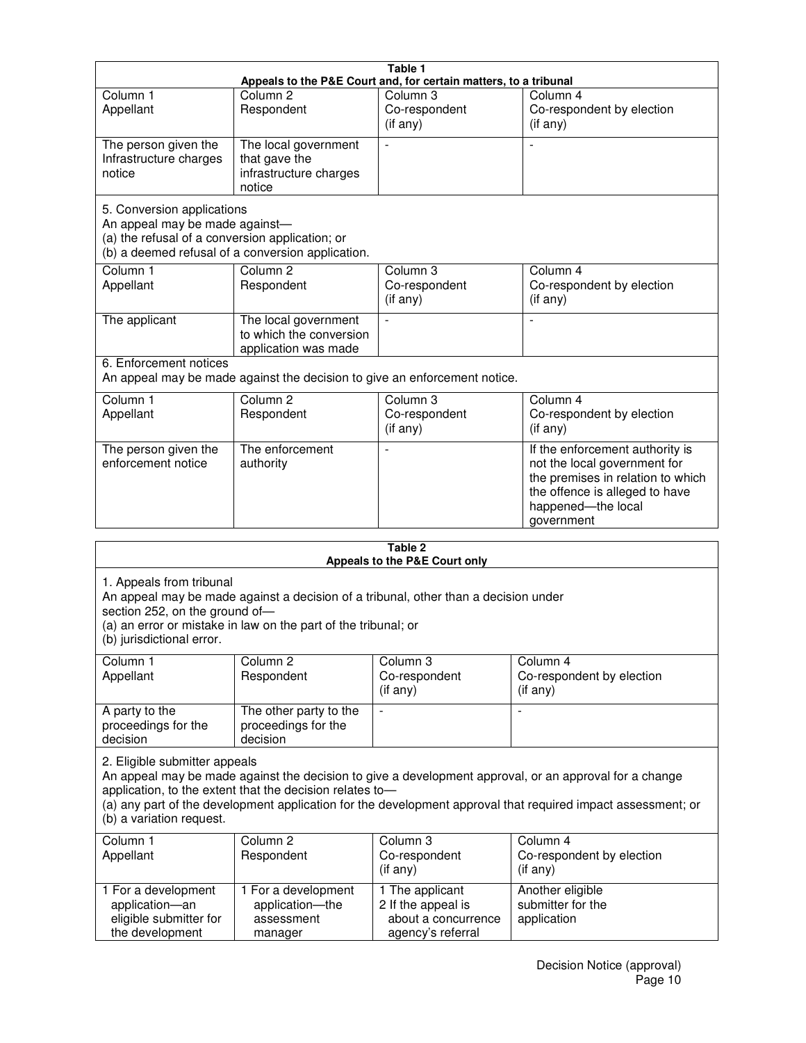| Table 1<br>Appeals to the P&E Court and, for certain matters, to a tribunal | | | |
|---|---|---|---|
| Column 1<br>Appellant | Column 2<br>Respondent | Column 3<br>Co-respondent<br>(if any) | Column 4<br>Co-respondent by election<br>(if any) |
| The person given the Infrastructure charges notice | The local government that gave the infrastructure charges notice | - | - |
| 5. Conversion applications<br>An appeal may be made against—<br>(a) the refusal of a conversion application; or<br>(b) a deemed refusal of a conversion application. | | | |
| Column 1<br>Appellant | Column 2<br>Respondent | Column 3<br>Co-respondent<br>(if any) | Column 4<br>Co-respondent by election<br>(if any) |
| The applicant | The local government to which the conversion application was made | - | - |
| 6. Enforcement notices<br>An appeal may be made against the decision to give an enforcement notice. | | | |
| Column 1<br>Appellant | Column 2<br>Respondent | Column 3<br>Co-respondent<br>(if any) | Column 4<br>Co-respondent by election<br>(if any) |
| The person given the enforcement notice | The enforcement authority | - | If the enforcement authority is not the local government for the premises in relation to which the offence is alleged to have happened—the local government |

| Table 2<br>Appeals to the P&E Court only | | | |
|---|---|---|---|
| 1. Appeals from tribunal<br>An appeal may be made against a decision of a tribunal, other than a decision under section 252, on the ground of—<br>(a) an error or mistake in law on the part of the tribunal; or<br>(b) jurisdictional error. | | | |
| Column 1<br>Appellant | Column 2<br>Respondent | Column 3<br>Co-respondent<br>(if any) | Column 4<br>Co-respondent by election<br>(if any) |
| A party to the proceedings for the decision | The other party to the proceedings for the decision | - | - |
| 2. Eligible submitter appeals<br>An appeal may be made against the decision to give a development approval, or an approval for a change application, to the extent that the decision relates to—<br>(a) any part of the development application for the development approval that required impact assessment; or<br>(b) a variation request. | | | |
| Column 1<br>Appellant | Column 2<br>Respondent | Column 3<br>Co-respondent<br>(if any) | Column 4<br>Co-respondent by election<br>(if any) |
| 1 For a development application—an eligible submitter for the development | 1 For a development application—the assessment manager | 1 The applicant<br>2 If the appeal is about a concurrence agency's referral | Another eligible submitter for the application |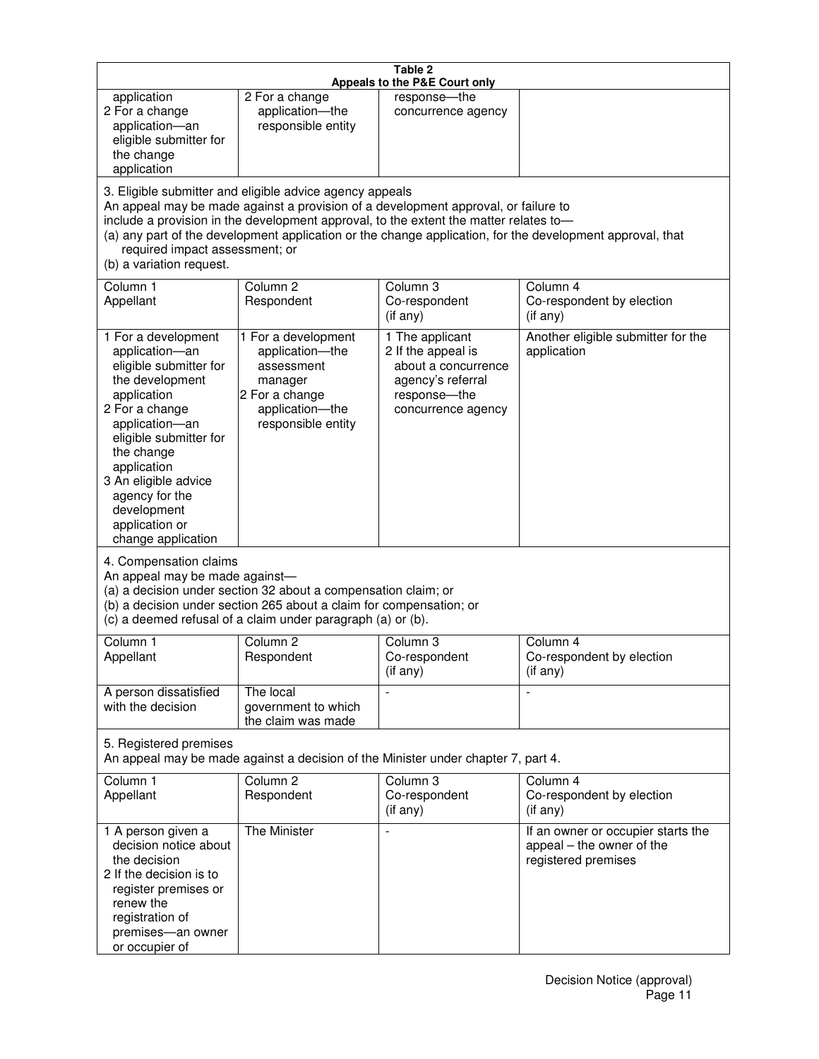**Table 2**
**Appeals to the P&E Court only**

| | | | |
|---|---|---|---|
| application<br>2 For a change application—an eligible submitter for the change application | 2 For a change application—the responsible entity | response—the concurrence agency | |

3. Eligible submitter and eligible advice agency appeals

An appeal may be made against a provision of a development approval, or failure to include a provision in the development approval, to the extent the matter relates to—
(a) any part of the development application or the change application, for the development approval, that required impact assessment; or
(b) a variation request.

| Column 1<br>Appellant | Column 2<br>Respondent | Column 3<br>Co-respondent<br>(if any) | Column 4<br>Co-respondent by election<br>(if any) |
|---|---|---|---|
| 1 For a development application—an eligible submitter for the development application<br>2 For a change application—an eligible submitter for the change application<br>3 An eligible advice agency for the development application or change application | 1 For a development application—the assessment manager<br>2 For a change application—the responsible entity | 1 The applicant<br>2 If the appeal is about a concurrence agency's referral response—the concurrence agency | Another eligible submitter for the application |

4. Compensation claims

An appeal may be made against—
(a) a decision under section 32 about a compensation claim; or
(b) a decision under section 265 about a claim for compensation; or
(c) a deemed refusal of a claim under paragraph (a) or (b).

| Column 1<br>Appellant | Column 2<br>Respondent | Column 3<br>Co-respondent<br>(if any) | Column 4<br>Co-respondent by election<br>(if any) |
|---|---|---|---|
| A person dissatisfied with the decision | The local government to which the claim was made | - | - |

5. Registered premises

An appeal may be made against a decision of the Minister under chapter 7, part 4.

| Column 1<br>Appellant | Column 2<br>Respondent | Column 3<br>Co-respondent<br>(if any) | Column 4<br>Co-respondent by election<br>(if any) |
|---|---|---|---|
| 1 A person given a decision notice about the decision<br>2 If the decision is to register premises or renew the registration of premises—an owner or occupier of | The Minister | - | If an owner or occupier starts the appeal – the owner of the registered premises |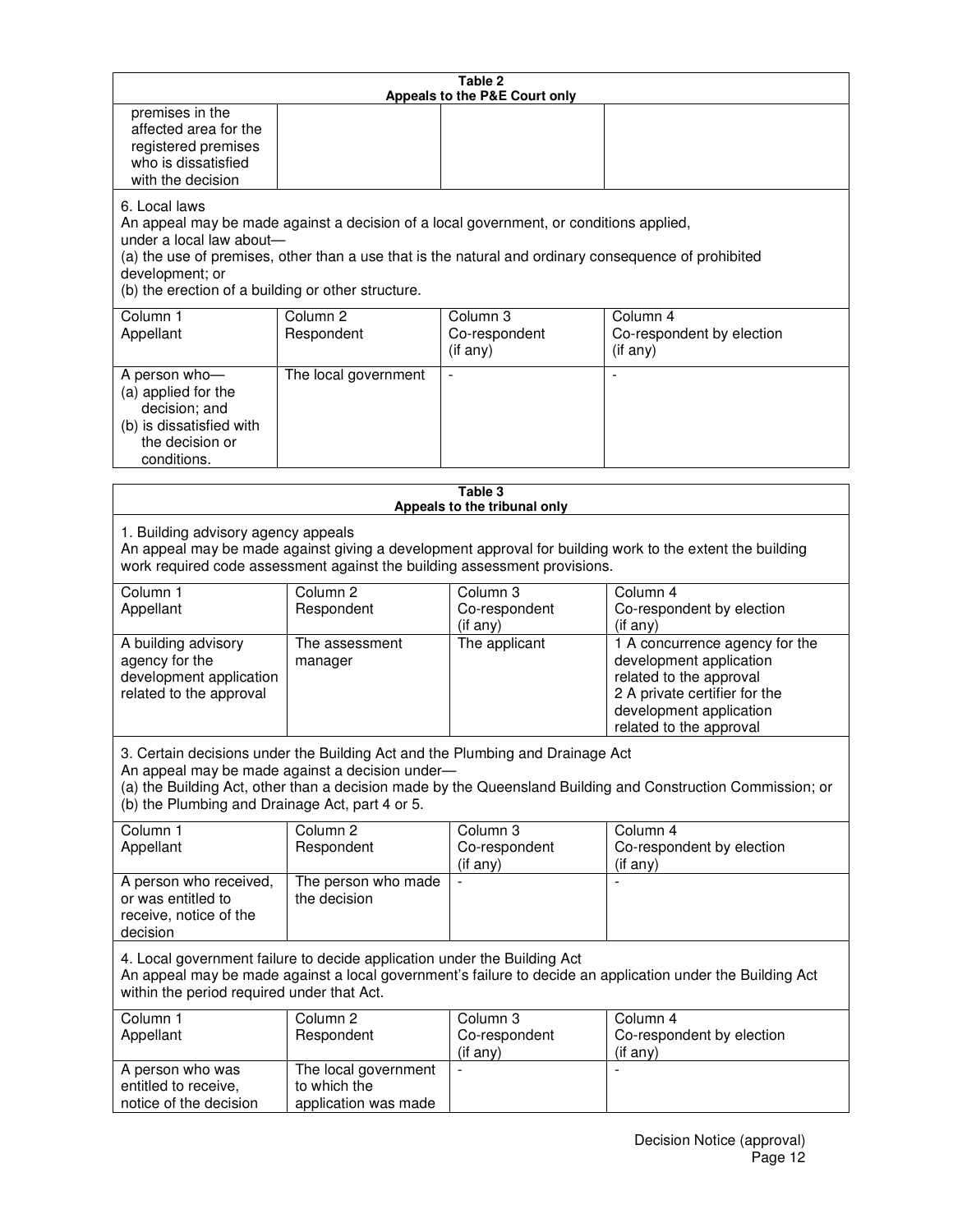**Table 2**
**Appeals to the P&E Court only**

| | | | |
|---|---|---|---|
| premises in the affected area for the registered premises who is dissatisfied with the decision | | | |

6. Local laws
An appeal may be made against a decision of a local government, or conditions applied, under a local law about—
(a) the use of premises, other than a use that is the natural and ordinary consequence of prohibited development; or
(b) the erection of a building or other structure.

| Column 1 Appellant | Column 2 Respondent | Column 3 Co-respondent (if any) | Column 4 Co-respondent by election (if any) |
|---|---|---|---|
| A person who— (a) applied for the decision; and (b) is dissatisfied with the decision or conditions. | The local government | - | - |

**Table 3**
**Appeals to the tribunal only**

1. Building advisory agency appeals
An appeal may be made against giving a development approval for building work to the extent the building work required code assessment against the building assessment provisions.

| Column 1 Appellant | Column 2 Respondent | Column 3 Co-respondent (if any) | Column 4 Co-respondent by election (if any) |
|---|---|---|---|
| A building advisory agency for the development application related to the approval | The assessment manager | The applicant | 1 A concurrence agency for the development application related to the approval 2 A private certifier for the development application related to the approval |

3. Certain decisions under the Building Act and the Plumbing and Drainage Act
An appeal may be made against a decision under—
(a) the Building Act, other than a decision made by the Queensland Building and Construction Commission; or
(b) the Plumbing and Drainage Act, part 4 or 5.

| Column 1 Appellant | Column 2 Respondent | Column 3 Co-respondent (if any) | Column 4 Co-respondent by election (if any) |
|---|---|---|---|
| A person who received, or was entitled to receive, notice of the decision | The person who made the decision | - | - |

4. Local government failure to decide application under the Building Act
An appeal may be made against a local government's failure to decide an application under the Building Act within the period required under that Act.

| Column 1 Appellant | Column 2 Respondent | Column 3 Co-respondent (if any) | Column 4 Co-respondent by election (if any) |
|---|---|---|---|
| A person who was entitled to receive, notice of the decision | The local government to which the application was made | - | - |

Decision Notice (approval)